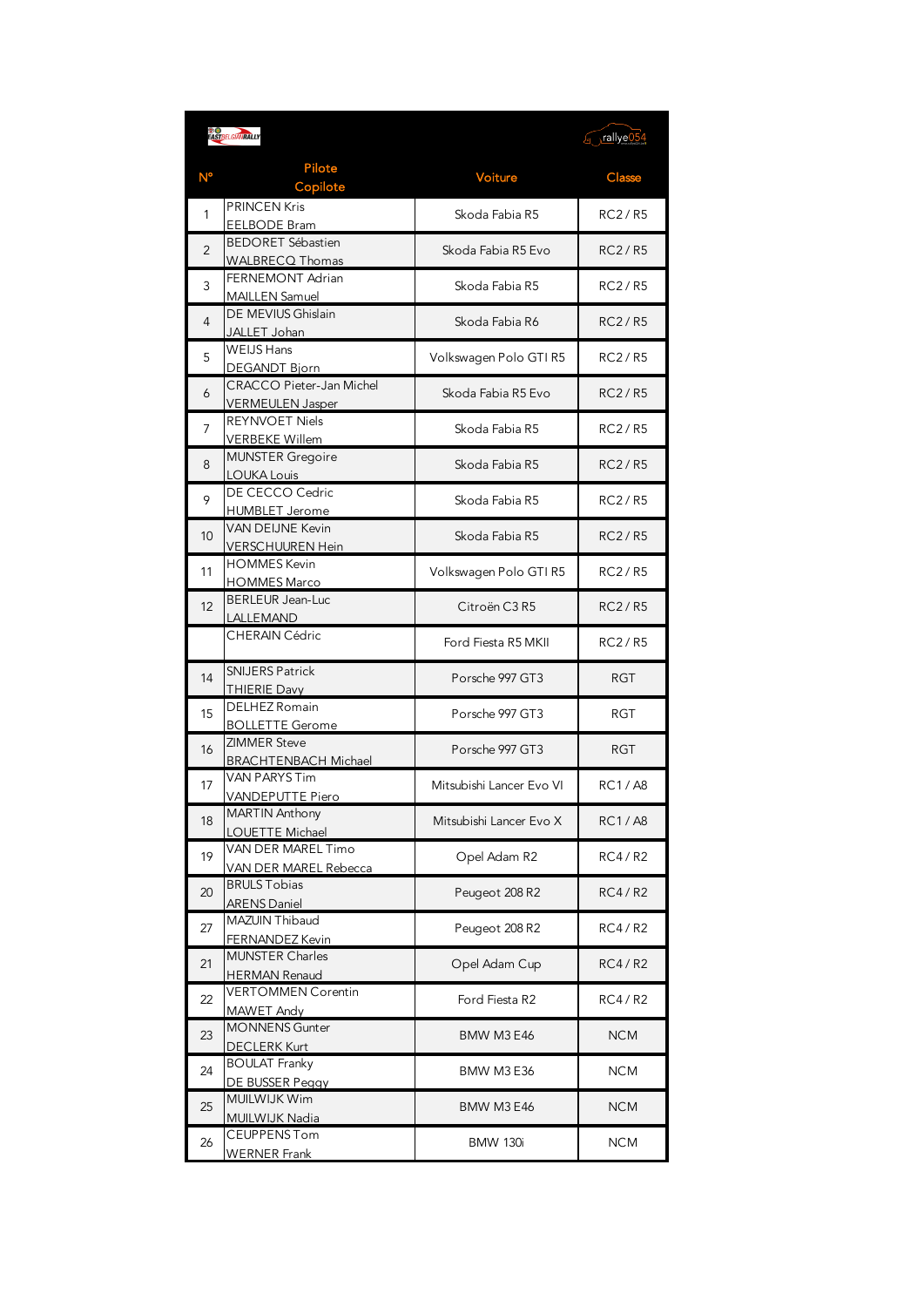| N° | Pilote<br>Copilote | Voiture | Classe |
|---|---|---|---|
| 1 | PRINCEN Kris<br>EELBODE Bram | Skoda Fabia R5 | RC2 / R5 |
| 2 | BEDORET Sébastien<br>WALBRECQ Thomas | Skoda Fabia R5 Evo | RC2 / R5 |
| 3 | FERNEMONT Adrian<br>MAILLEN Samuel | Skoda Fabia R5 | RC2 / R5 |
| 4 | DE MEVIUS Ghislain<br>JALLET Johan | Skoda Fabia R6 | RC2 / R5 |
| 5 | WEIJS Hans<br>DEGANDT Bjorn | Volkswagen Polo GTI R5 | RC2 / R5 |
| 6 | CRACCO Pieter-Jan Michel<br>VERMEULEN Jasper | Skoda Fabia R5 Evo | RC2 / R5 |
| 7 | REYNVOET Niels<br>VERBEKE Willem | Skoda Fabia R5 | RC2 / R5 |
| 8 | MUNSTER Gregoire<br>LOUKA Louis | Skoda Fabia R5 | RC2 / R5 |
| 9 | DE CECCO Cedric<br>HUMBLET Jerome | Skoda Fabia R5 | RC2 / R5 |
| 10 | VAN DEIJNE Kevin<br>VERSCHUUREN Hein | Skoda Fabia R5 | RC2 / R5 |
| 11 | HOMMES Kevin<br>HOMMES Marco | Volkswagen Polo GTI R5 | RC2 / R5 |
| 12 | BERLEUR Jean-Luc<br>LALLEMAND | Citroën C3 R5 | RC2 / R5 |
| | CHERAIN Cédric | Ford Fiesta R5 MKII | RC2 / R5 |
| 14 | SNIJERS Patrick<br>THIERIE Davy | Porsche 997 GT3 | RGT |
| 15 | DELHEZ Romain<br>BOLLETTE Gerome | Porsche 997 GT3 | RGT |
| 16 | ZIMMER Steve<br>BRACHTENBACH Michael | Porsche 997 GT3 | RGT |
| 17 | VAN PARYS Tim<br>VANDEPUTTE Piero | Mitsubishi Lancer Evo VI | RC1 / A8 |
| 18 | MARTIN Anthony<br>LOUETTE Michael | Mitsubishi Lancer Evo X | RC1 / A8 |
| 19 | VAN DER MAREL Timo<br>VAN DER MAREL Rebecca | Opel Adam R2 | RC4 / R2 |
| 20 | BRULS Tobias<br>ARENS Daniel | Peugeot 208 R2 | RC4 / R2 |
| 27 | MAZUIN Thibaud<br>FERNANDEZ Kevin | Peugeot 208 R2 | RC4 / R2 |
| 21 | MUNSTER Charles<br>HERMAN Renaud | Opel Adam Cup | RC4 / R2 |
| 22 | VERTOMMEN Corentin<br>MAWET Andy | Ford Fiesta R2 | RC4 / R2 |
| 23 | MONNENS Gunter<br>DECLERK Kurt | BMW M3 E46 | NCM |
| 24 | BOULAT Franky<br>DE BUSSER Peggy | BMW M3 E36 | NCM |
| 25 | MUILWIJK Wim<br>MUILWIJK Nadia | BMW M3 E46 | NCM |
| 26 | CEUPPENS Tom<br>WERNER Frank | BMW 130i | NCM |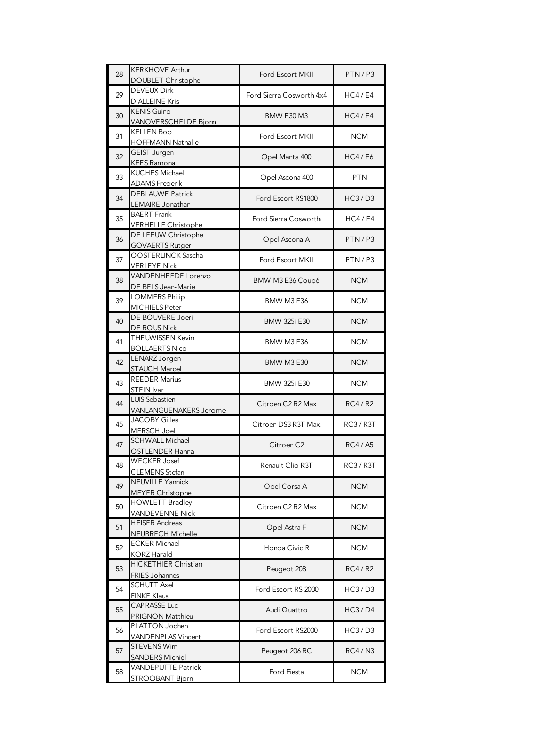| | | | |
|---|---|---|---|
| 28 | KERKHOVE Arthur<br>DOUBLET Christophe | Ford Escort MKII | PTN / P3 |
| 29 | DEVEUX Dirk<br>D'ALLEINE Kris | Ford Sierra Cosworth 4x4 | HC4 / E4 |
| 30 | KENIS Guino<br>VANOVERSCHELDE Bjorn | BMW E30 M3 | HC4 / E4 |
| 31 | KELLEN Bob<br>HOFFMANN Nathalie | Ford Escort MKII | NCM |
| 32 | GEIST Jurgen<br>KEES Ramona | Opel Manta 400 | HC4 / E6 |
| 33 | KUCHES Michael<br>ADAMS Frederik | Opel Ascona 400 | PTN |
| 34 | DEBLAUWE Patrick<br>LEMAIRE Jonathan | Ford Escort RS1800 | HC3 / D3 |
| 35 | BAERT Frank<br>VERHELLE Christophe | Ford Sierra Cosworth | HC4 / E4 |
| 36 | DE LEEUW Christophe<br>GOVAERTS Rutger | Opel Ascona A | PTN / P3 |
| 37 | OOSTERLINCK Sascha<br>VERLEYE Nick | Ford Escort MKII | PTN / P3 |
| 38 | VANDENHEEDE Lorenzo<br>DE BELS Jean-Marie | BMW M3 E36 Coupé | NCM |
| 39 | LOMMERS Philip<br>MICHIELS Peter | BMW M3 E36 | NCM |
| 40 | DE BOUVERE Joeri<br>DE ROUS Nick | BMW 325i E30 | NCM |
| 41 | THEUWISSEN Kevin<br>BOLLAERTS Nico | BMW M3 E36 | NCM |
| 42 | LENARZ Jorgen<br>STAUCH Marcel | BMW M3 E30 | NCM |
| 43 | REEDER Marius<br>STEIN Ivar | BMW 325i E30 | NCM |
| 44 | LUIS Sebastien<br>VANLANGUENAKERS Jerome | Citroen C2 R2 Max | RC4 / R2 |
| 45 | JACOBY Gilles<br>MERSCH Joel | Citroen DS3 R3T Max | RC3 / R3T |
| 47 | SCHWALL Michael<br>OSTLENDER Hanna | Citroen C2 | RC4 / A5 |
| 48 | WECKER Josef<br>CLEMENS Stefan | Renault Clio R3T | RC3 / R3T |
| 49 | NEUVILLE Yannick<br>MEYER Christophe | Opel Corsa A | NCM |
| 50 | HOWLETT Bradley<br>VANDEVENNE Nick | Citroen C2 R2 Max | NCM |
| 51 | HEISER Andreas<br>NEUBRECH Michelle | Opel Astra F | NCM |
| 52 | ECKER Michael<br>KORZ Harald | Honda Civic R | NCM |
| 53 | HICKETHIER Christian<br>FRIES Johannes | Peugeot 208 | RC4 / R2 |
| 54 | SCHUTT Axel<br>FINKE Klaus | Ford Escort RS 2000 | HC3 / D3 |
| 55 | CAPRASSE Luc<br>PRIGNON Matthieu | Audi Quattro | HC3 / D4 |
| 56 | PLATTON Jochen<br>VANDENPLAS Vincent | Ford Escort RS2000 | HC3 / D3 |
| 57 | STEVENS Wim<br>SANDERS Michiel | Peugeot 206 RC | RC4 / N3 |
| 58 | VANDEPUTTE Patrick<br>STROOBANT Bjorn | Ford Fiesta | NCM |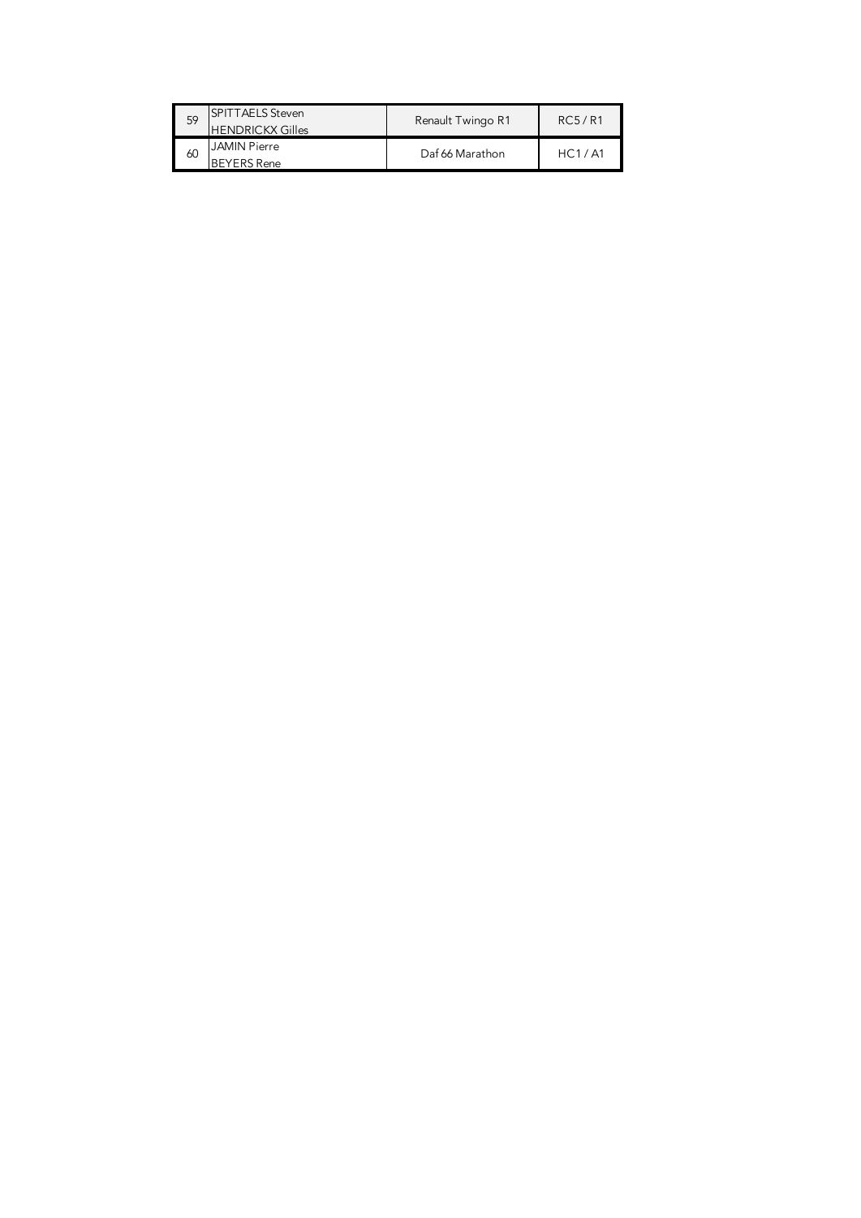| | | | |
|---|---|---|---|
| 59 | SPITTAELS Steven<br>HENDRICKX Gilles | Renault Twingo R1 | RC5 / R1 |
| 60 | JAMIN Pierre<br>BEYERS Rene | Daf 66 Marathon | HC1 / A1 |